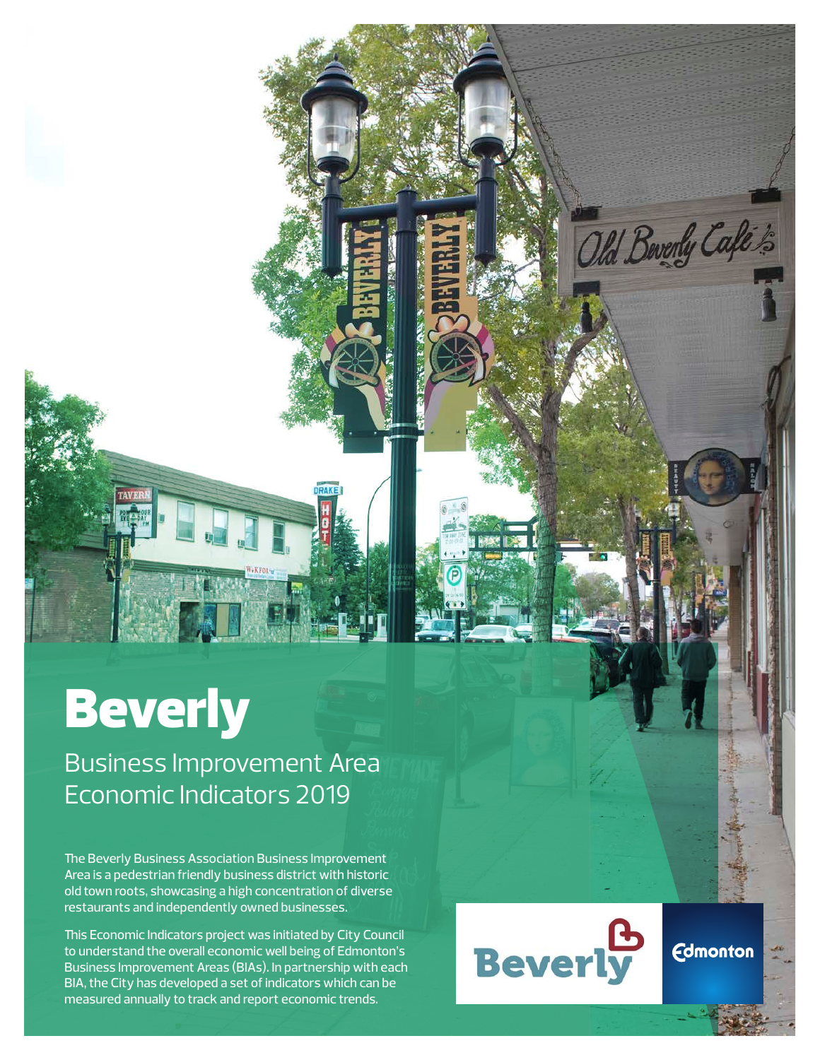# Beverly

## Business Improvement Area Economic Indicators 2019

The Beverly Business Association Business Improvement Area is a pedestrian friendly business district with historic old town roots, showcasing a high concentration of diverse restaurants and independently owned businesses.

This Economic Indicators project was initiated by City Council to understand the overall economic well being of Edmonton's Business Improvement Areas (BIAs). In partnership with each BIA, the City has developed a set of indicators which can be measured annually to track and report economic trends.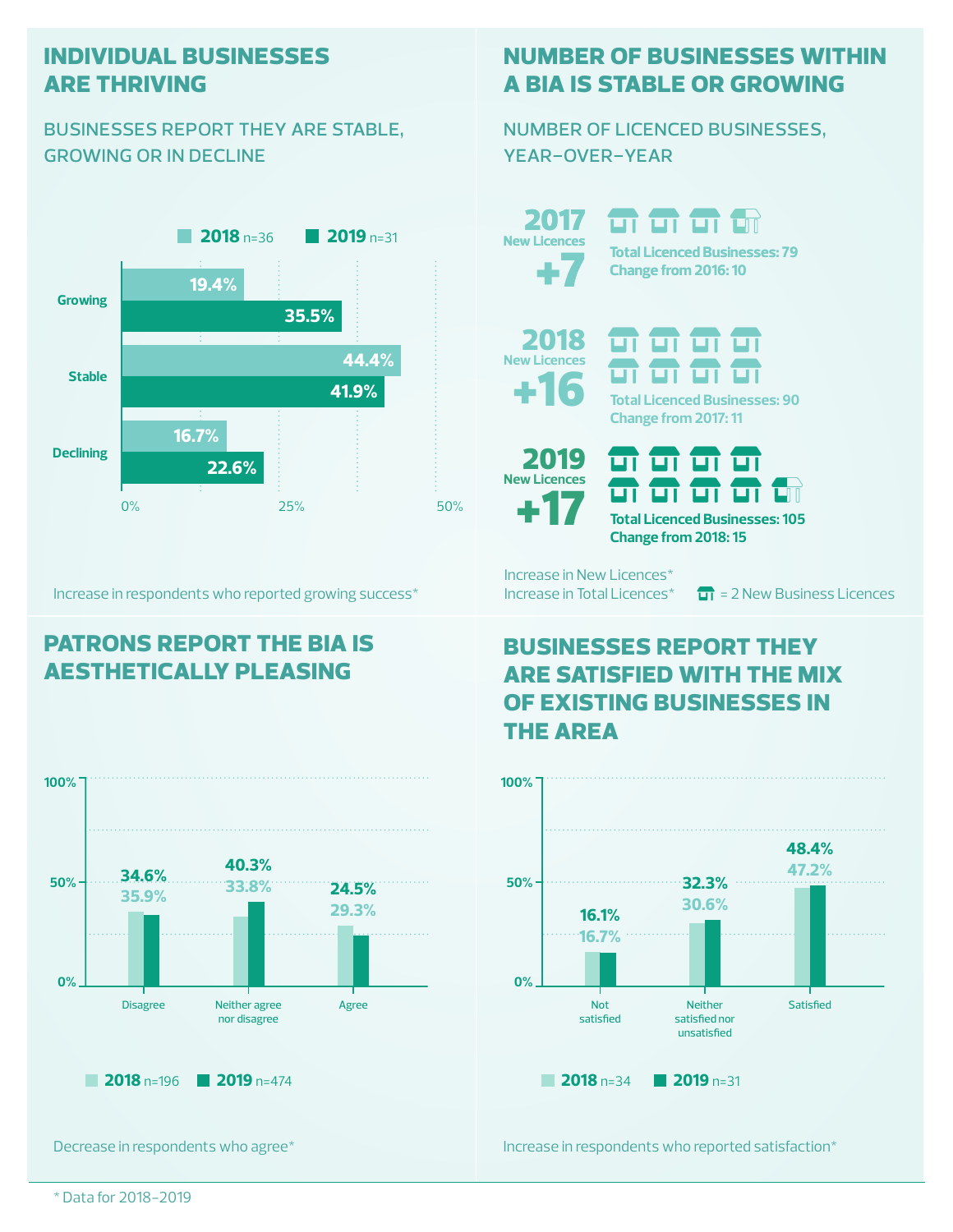## INDIVIDUAL BUSINESSES ARE THRIVING

BUSINESSES REPORT THEY ARE STABLE, GROWING OR IN DECLINE

2018 n=36
2019 n=31

Growing
19.4%
35.5%

Stable
44.4%
41.9%

Declining
16.7%
22.6%

0%
25%
50%

Increase in respondents who reported growing success*

## NUMBER OF BUSINESSES WITHIN A BIA IS STABLE OR GROWING

NUMBER OF LICENCED BUSINESSES, YEAR-OVER-YEAR

2017
New Licences
+7
Total Licenced Businesses: 79
Change from 2016: 10

2018
New Licences
+16
Total Licenced Businesses: 90
Change from 2017: 11

2019
New Licences
+17
Total Licenced Businesses: 105
Change from 2018: 15

Increase in New Licences*
Increase in Total Licences*

= 2 New Business Licences

## PATRONS REPORT THE BIA IS AESTHETICALLY PLEASING

100%
50%
0%

Disagree
34.6%
35.9%

Neither agree nor disagree
40.3%
33.8%

Agree
24.5%
29.3%

2018 n=196
2019 n=474

Decrease in respondents who agree*

## BUSINESSES REPORT THEY ARE SATISFIED WITH THE MIX OF EXISTING BUSINESSES IN THE AREA

100%
50%
0%

Not satisfied
16.1%
16.7%

Neither satisfied nor unsatisfied
32.3%
30.6%

Satisfied
48.4%
47.2%

2018 n=34
2019 n=31

Increase in respondents who reported satisfaction*

* Data for 2018-2019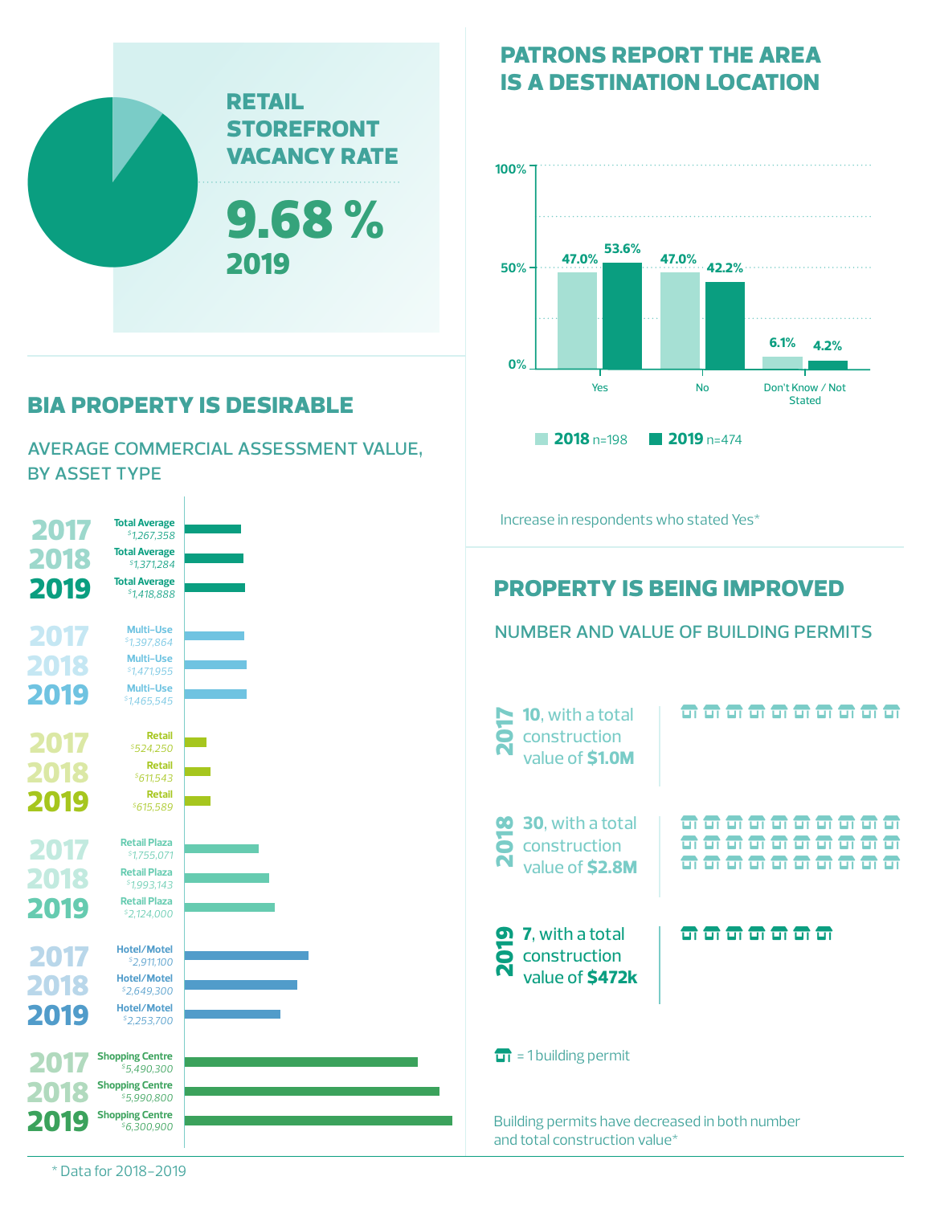## RETAIL STOREFRONT VACANCY RATE

**9.68 %**

**2019**

## PATRONS REPORT THE AREA IS A DESTINATION LOCATION

100%
50%
0%

47.0%
53.6%
Yes

47.0%
42.2%
No

6.1%
4.2%
Don't Know / Not Stated

**2018** n=198 **2019** n=474

Increase in respondents who stated Yes*

## BIA PROPERTY IS DESIRABLE

AVERAGE COMMERCIAL ASSESSMENT VALUE, BY ASSET TYPE

2017 Total Average $1,267,358
2018 Total Average $1,371,284
2019 Total Average $1,418,888

2017 Multi-Use $1,397,864
2018 Multi-Use $1,471,955
2019 Multi-Use $1,465,545

2017 Retail $524,250
2018 Retail $611,543
2019 Retail $615,589

2017 Retail Plaza $1,755,071
2018 Retail Plaza $1,993,143
2019 Retail Plaza $2,124,000

2017 Hotel/Motel $2,911,100
2018 Hotel/Motel $2,649,300
2019 Hotel/Motel $2,253,700

2017 Shopping Centre $5,490,300
2018 Shopping Centre $5,990,800
2019 Shopping Centre $6,300,900

## PROPERTY IS BEING IMPROVED

NUMBER AND VALUE OF BUILDING PERMITS

**2017** **10**, with a total construction value of **$1.0M**

**2018** **30**, with a total construction value of **$2.8M**

**2019** **7**, with a total construction value of **$472k**

= 1 building permit

Building permits have decreased in both number and total construction value*

\* Data for 2018–2019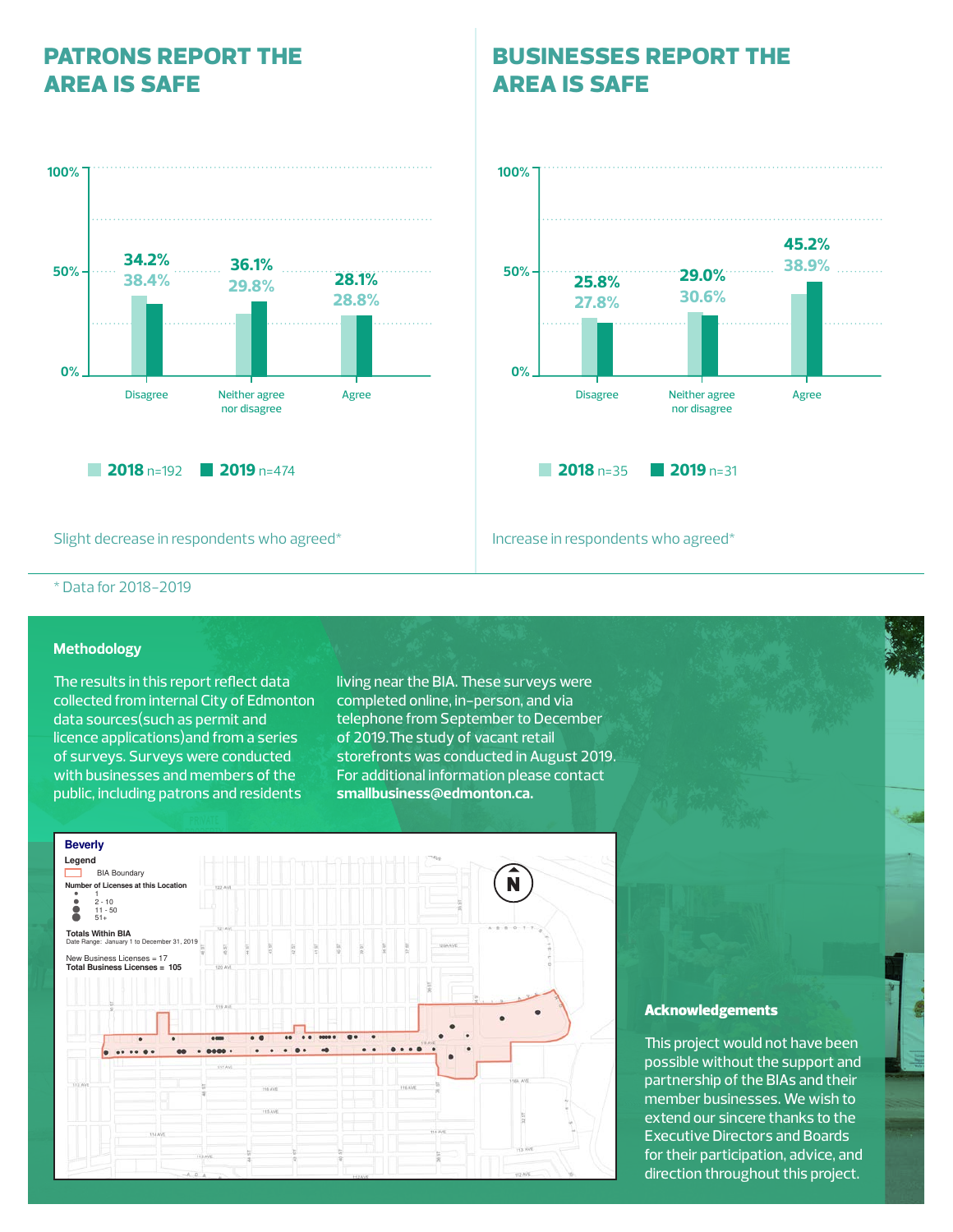## PATRONS REPORT THE AREA IS SAFE

100%
50%
0%

34.2%
38.4%
Disagree

36.1%
29.8%
Neither agree nor disagree

28.1%
28.8%
Agree

**2018** n=192 **2019** n=474

Slight decrease in respondents who agreed*

## BUSINESSES REPORT THE AREA IS SAFE

100%
50%
0%

25.8%
27.8%
Disagree

29.0%
30.6%
Neither agree nor disagree

45.2%
38.9%
Agree

**2018** n=35 **2019** n=31

Increase in respondents who agreed*

* Data for 2018–2019

### Methodology

The results in this report reflect data collected from internal City of Edmonton data sources(such as permit and licence applications)and from a series of surveys. Surveys were conducted with businesses and members of the public, including patrons and residents living near the BIA. These surveys were completed online, in-person, and via telephone from September to December of 2019.The study of vacant retail storefronts was conducted in August 2019. For additional information please contact **smallbusiness@edmonton.ca.**

**Beverly**

Legend

BIA Boundary

Number of Licenses at this Location
1
2 - 10
11 - 50
51+

Totals Within BIA
Date Range: January 1 to December 31, 2019

New Business Licenses = 17
Total Business Licenses = 105

N

### Acknowledgements

This project would not have been possible without the support and partnership of the BIAs and their member businesses. We wish to extend our sincere thanks to the Executive Directors and Boards for their participation, advice, and direction throughout this project.